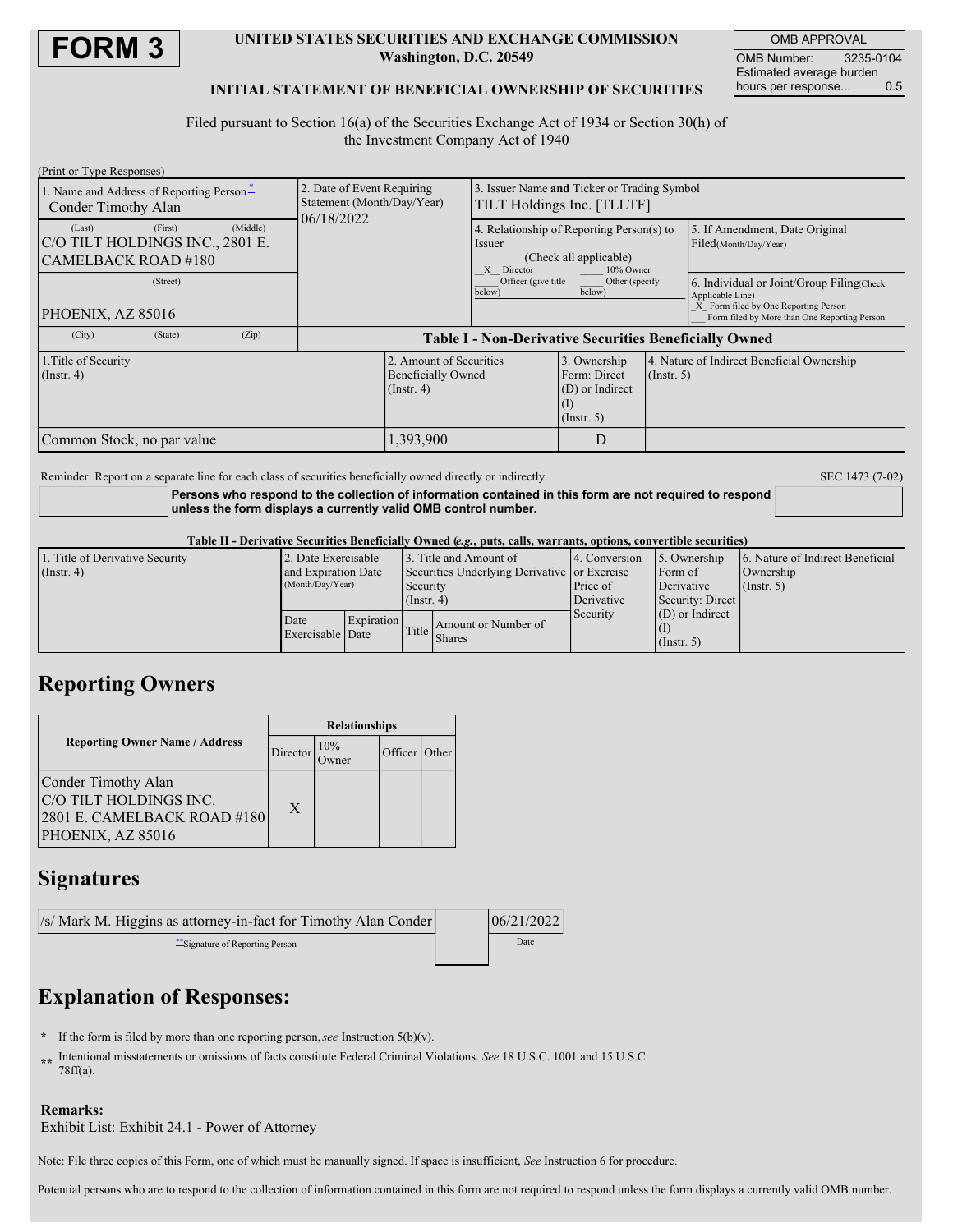# FORM 3

**UNITED STATES SECURITIES AND EXCHANGE COMMISSION**
**Washington, D.C. 20549**

**INITIAL STATEMENT OF BENEFICIAL OWNERSHIP OF SECURITIES**

| OMB APPROVAL | |
|---|---|
| OMB Number: | 3235-0104 |
| Estimated average burden hours per response... | 0.5 |

Filed pursuant to Section 16(a) of the Securities Exchange Act of 1934 or Section 30(h) of the Investment Company Act of 1940

(Print or Type Responses)

| 1. Name and Address of Reporting Person* | 2. Date of Event Requiring Statement (Month/Day/Year) | 3. Issuer Name and Ticker or Trading Symbol |
|---|---|---|
| Conder Timothy Alan | 06/18/2022 | TILT Holdings Inc. [TLLTF] |
| (Last) (First) (Middle) C/O TILT HOLDINGS INC., 2801 E. CAMELBACK ROAD #180 | | 4. Relationship of Reporting Person(s) to Issuer (Check all applicable) _X_ Director ___ 10% Owner ___ Officer (give title below) ___ Other (specify below) |
| (Street) PHOENIX, AZ 85016 | | 5. If Amendment, Date Original Filed(Month/Day/Year) |
| (City) (State) (Zip) | | 6. Individual or Joint/Group Filing(Check Applicable Line) _X_ Form filed by One Reporting Person ___ Form filed by More than One Reporting Person |

**Table I - Non-Derivative Securities Beneficially Owned**

| 1.Title of Security (Instr. 4) | 2. Amount of Securities Beneficially Owned (Instr. 4) | 3. Ownership Form: Direct (D) or Indirect (I) (Instr. 5) | 4. Nature of Indirect Beneficial Ownership (Instr. 5) |
|---|---|---|---|
| Common Stock, no par value | 1,393,900 | D | |

Reminder: Report on a separate line for each class of securities beneficially owned directly or indirectly.

SEC 1473 (7-02)

**Persons who respond to the collection of information contained in this form are not required to respond unless the form displays a currently valid OMB control number.**

**Table II - Derivative Securities Beneficially Owned (e.g., puts, calls, warrants, options, convertible securities)**

| 1. Title of Derivative Security (Instr. 4) | 2. Date Exercisable and Expiration Date (Month/Day/Year) | | 3. Title and Amount of Securities Underlying Derivative Security (Instr. 4) | | 4. Conversion or Exercise Price of Derivative Security | 5. Ownership Form of Derivative Security: Direct (D) or Indirect (I) (Instr. 5) | 6. Nature of Indirect Beneficial Ownership (Instr. 5) |
|---|---|---|---|---|---|---|---|
| | Date Exercisable | Expiration Date | Title | Amount or Number of Shares | | | |

## Reporting Owners

| Reporting Owner Name / Address | Relationships | | | |
|---|---|---|---|---|
| | Director | 10% Owner | Officer | Other |
| Conder Timothy Alan C/O TILT HOLDINGS INC. 2801 E. CAMELBACK ROAD #180 PHOENIX, AZ 85016 | X | | | |

## Signatures

| /s/ Mark M. Higgins as attorney-in-fact for Timothy Alan Conder | 06/21/2022 |
|---|---|
| **Signature of Reporting Person | Date |

## Explanation of Responses:

\* If the form is filed by more than one reporting person, *see* Instruction 5(b)(v).

\*\* Intentional misstatements or omissions of facts constitute Federal Criminal Violations. *See* 18 U.S.C. 1001 and 15 U.S.C. 78ff(a).

**Remarks:**
Exhibit List: Exhibit 24.1 - Power of Attorney

Note: File three copies of this Form, one of which must be manually signed. If space is insufficient, *See* Instruction 6 for procedure.

Potential persons who are to respond to the collection of information contained in this form are not required to respond unless the form displays a currently valid OMB number.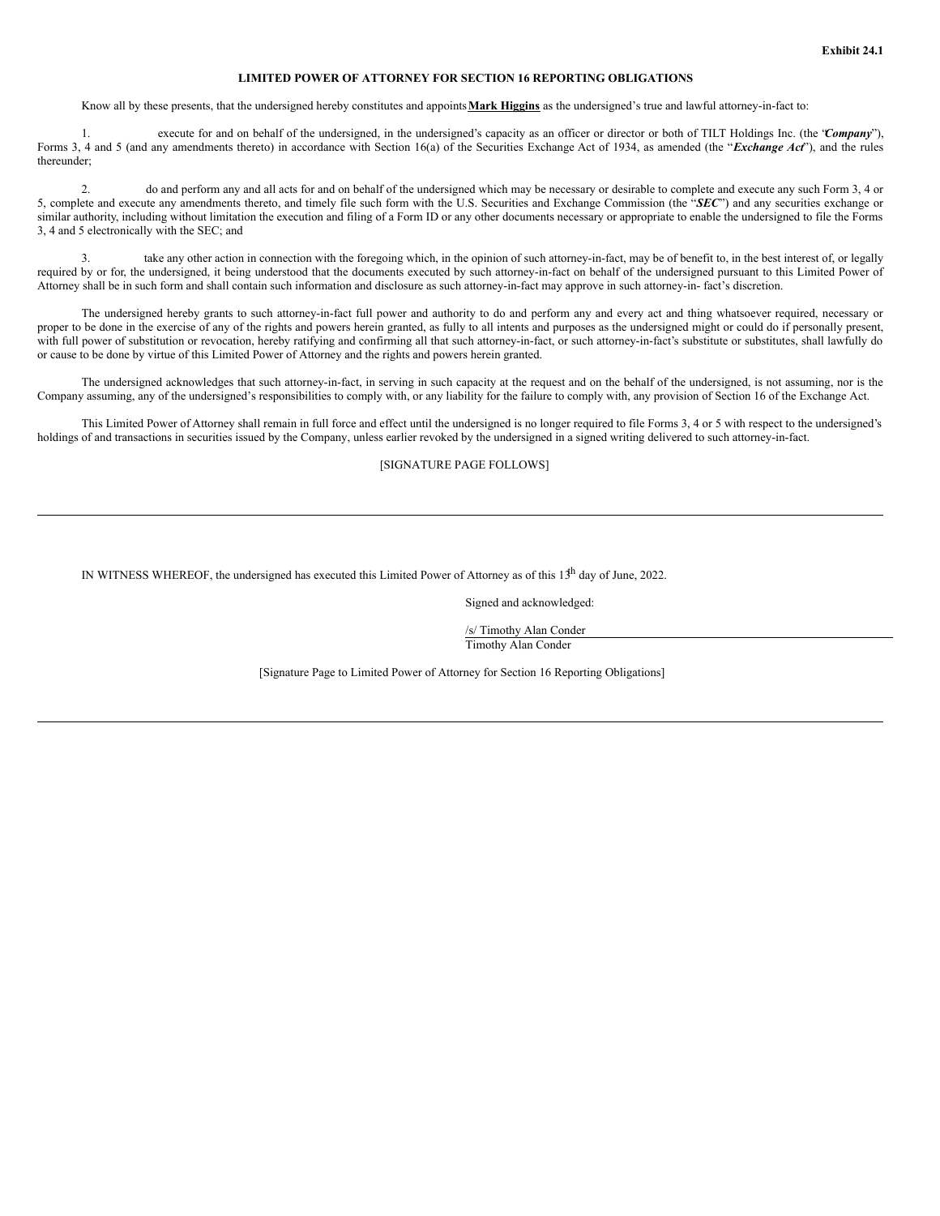**Exhibit 24.1**

**LIMITED POWER OF ATTORNEY FOR SECTION 16 REPORTING OBLIGATIONS**

Know all by these presents, that the undersigned hereby constitutes and appoints **Mark Higgins** as the undersigned's true and lawful attorney-in-fact to:

1. execute for and on behalf of the undersigned, in the undersigned's capacity as an officer or director or both of TILT Holdings Inc. (the "***Company***"), Forms 3, 4 and 5 (and any amendments thereto) in accordance with Section 16(a) of the Securities Exchange Act of 1934, as amended (the "***Exchange Act***"), and the rules thereunder;

2. do and perform any and all acts for and on behalf of the undersigned which may be necessary or desirable to complete and execute any such Form 3, 4 or 5, complete and execute any amendments thereto, and timely file such form with the U.S. Securities and Exchange Commission (the "***SEC***") and any securities exchange or similar authority, including without limitation the execution and filing of a Form ID or any other documents necessary or appropriate to enable the undersigned to file the Forms 3, 4 and 5 electronically with the SEC; and

3. take any other action in connection with the foregoing which, in the opinion of such attorney-in-fact, may be of benefit to, in the best interest of, or legally required by or for, the undersigned, it being understood that the documents executed by such attorney-in-fact on behalf of the undersigned pursuant to this Limited Power of Attorney shall be in such form and shall contain such information and disclosure as such attorney-in-fact may approve in such attorney-in- fact's discretion.

The undersigned hereby grants to such attorney-in-fact full power and authority to do and perform any and every act and thing whatsoever required, necessary or proper to be done in the exercise of any of the rights and powers herein granted, as fully to all intents and purposes as the undersigned might or could do if personally present, with full power of substitution or revocation, hereby ratifying and confirming all that such attorney-in-fact, or such attorney-in-fact's substitute or substitutes, shall lawfully do or cause to be done by virtue of this Limited Power of Attorney and the rights and powers herein granted.

The undersigned acknowledges that such attorney-in-fact, in serving in such capacity at the request and on the behalf of the undersigned, is not assuming, nor is the Company assuming, any of the undersigned's responsibilities to comply with, or any liability for the failure to comply with, any provision of Section 16 of the Exchange Act.

This Limited Power of Attorney shall remain in full force and effect until the undersigned is no longer required to file Forms 3, 4 or 5 with respect to the undersigned's holdings of and transactions in securities issued by the Company, unless earlier revoked by the undersigned in a signed writing delivered to such attorney-in-fact.

[SIGNATURE PAGE FOLLOWS]

---

IN WITNESS WHEREOF, the undersigned has executed this Limited Power of Attorney as of this 13th day of June, 2022.

Signed and acknowledged:

/s/ Timothy Alan Conder
Timothy Alan Conder

[Signature Page to Limited Power of Attorney for Section 16 Reporting Obligations]